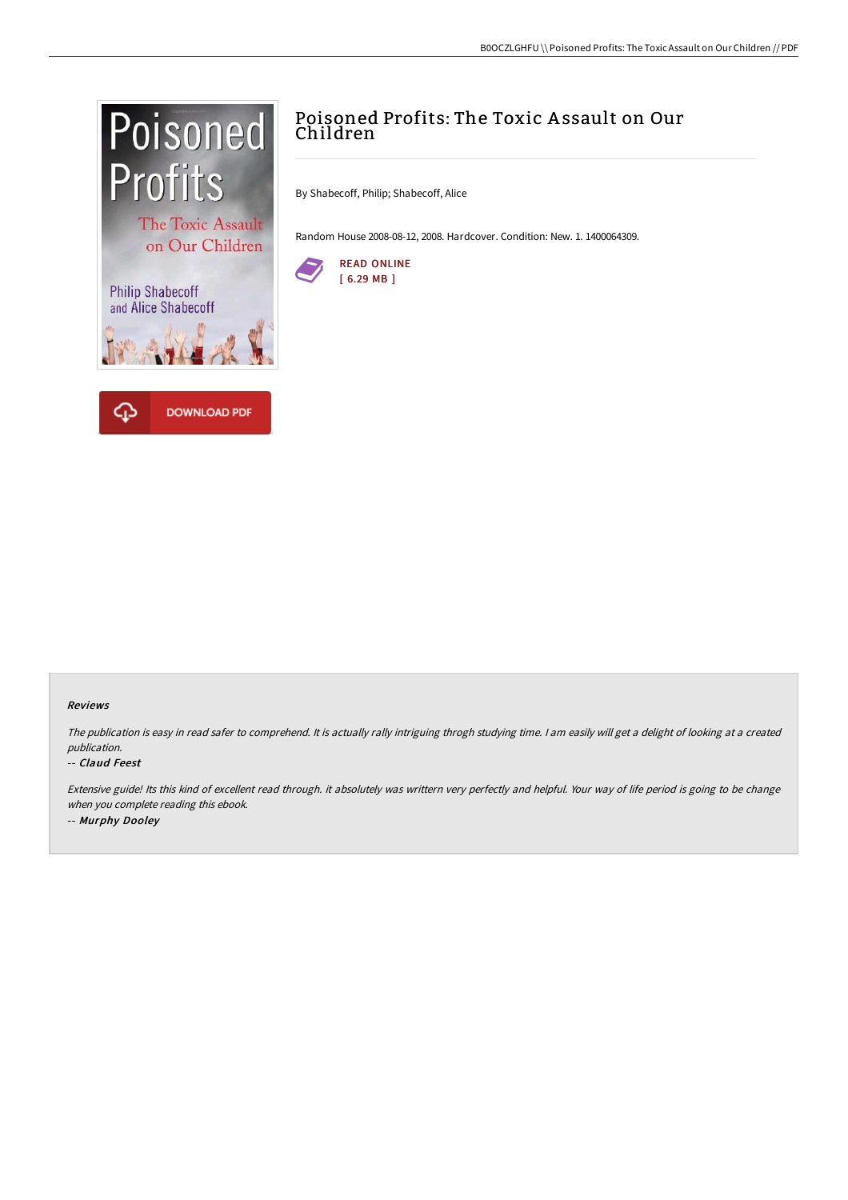# Poisoned Profits: The Toxic Assault on Our Children

By Shabecoff, Philip; Shabecoff, Alice

Random House 2008-08-12, 2008. Hardcover. Condition: New. 1. 1400064309.

READ ONLINE
[ 6.29 MB ]

DOWNLOAD PDF

### Reviews

*The publication is easy in read safer to comprehend. It is actually rally intriguing throgh studying time. I am easily will get a delight of looking at a created publication.*

*-- **Claud Feest***

*Extensive guide! Its this kind of excellent read through. it absolutely was writtern very perfectly and helpful. Your way of life period is going to be change when you complete reading this ebook.*

*-- **Murphy Dooley***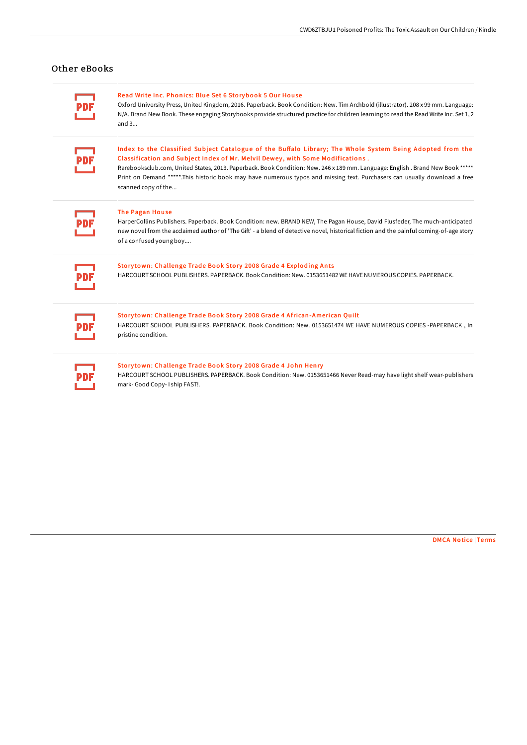## Other eBooks

**Read Write Inc. Phonics: Blue Set 6 Storybook 5 Our House**

Oxford University Press, United Kingdom, 2016. Paperback. Book Condition: New. Tim Archbold (illustrator). 208 x 99 mm. Language: N/A. Brand New Book. These engaging Storybooks provide structured practice for children learning to read the Read Write Inc. Set 1, 2 and 3...

**Index to the Classified Subject Catalogue of the Buffalo Library; The Whole System Being Adopted from the Classification and Subject Index of Mr. Melvil Dewey, with Some Modifications .**

Rarebooksclub.com, United States, 2013. Paperback. Book Condition: New. 246 x 189 mm. Language: English . Brand New Book ***** Print on Demand *****.This historic book may have numerous typos and missing text. Purchasers can usually download a free scanned copy of the...

**The Pagan House**

HarperCollins Publishers. Paperback. Book Condition: new. BRAND NEW, The Pagan House, David Flusfeder, The much-anticipated new novel from the acclaimed author of 'The Gift' - a blend of detective novel, historical fiction and the painful coming-of-age story of a confused young boy....

**Storytown: Challenge Trade Book Story 2008 Grade 4 Exploding Ants**

HARCOURT SCHOOL PUBLISHERS. PAPERBACK. Book Condition: New. 0153651482 WE HAVE NUMEROUS COPIES. PAPERBACK.

**Storytown: Challenge Trade Book Story 2008 Grade 4 African-American Quilt**

HARCOURT SCHOOL PUBLISHERS. PAPERBACK. Book Condition: New. 0153651474 WE HAVE NUMEROUS COPIES -PAPERBACK , In pristine condition.

**Storytown: Challenge Trade Book Story 2008 Grade 4 John Henry**

HARCOURT SCHOOL PUBLISHERS. PAPERBACK. Book Condition: New. 0153651466 Never Read-may have light shelf wear-publishers mark- Good Copy- I ship FAST!.